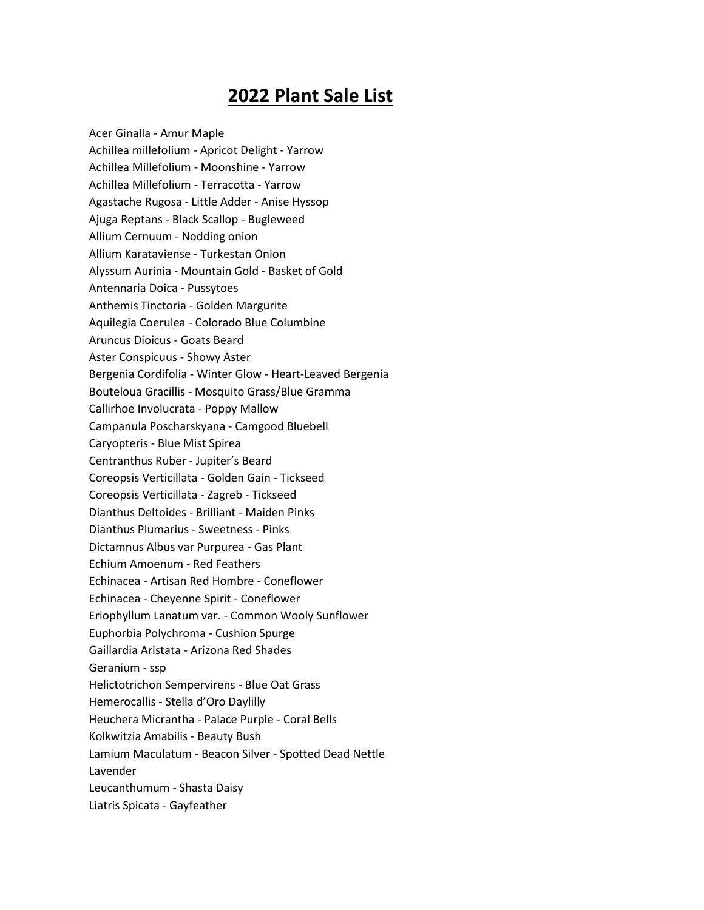# 2022 Plant Sale List

Acer Ginalla - Amur Maple
Achillea millefolium - Apricot Delight - Yarrow
Achillea Millefolium - Moonshine - Yarrow
Achillea Millefolium - Terracotta - Yarrow
Agastache Rugosa - Little Adder - Anise Hyssop
Ajuga Reptans - Black Scallop - Bugleweed
Allium Cernuum - Nodding onion
Allium Karataviense - Turkestan Onion
Alyssum Aurinia - Mountain Gold - Basket of Gold
Antennaria Doica - Pussytoes
Anthemis Tinctoria - Golden Margurite
Aquilegia Coerulea - Colorado Blue Columbine
Aruncus Dioicus - Goats Beard
Aster Conspicuus - Showy Aster
Bergenia Cordifolia - Winter Glow - Heart-Leaved Bergenia
Bouteloua Gracillis - Mosquito Grass/Blue Gramma
Callirhoe Involucrata - Poppy Mallow
Campanula Poscharskyana - Camgood Bluebell
Caryopteris - Blue Mist Spirea
Centranthus Ruber - Jupiter's Beard
Coreopsis Verticillata - Golden Gain - Tickseed
Coreopsis Verticillata - Zagreb - Tickseed
Dianthus Deltoides - Brilliant - Maiden Pinks
Dianthus Plumarius - Sweetness - Pinks
Dictamnus Albus var Purpurea - Gas Plant
Echium Amoenum - Red Feathers
Echinacea - Artisan Red Hombre - Coneflower
Echinacea - Cheyenne Spirit - Coneflower
Eriophyllum Lanatum var. - Common Wooly Sunflower
Euphorbia Polychroma - Cushion Spurge
Gaillardia Aristata - Arizona Red Shades
Geranium - ssp
Helictotrichon Sempervirens - Blue Oat Grass
Hemerocallis - Stella d'Oro Daylilly
Heuchera Micrantha - Palace Purple - Coral Bells
Kolkwitzia Amabilis - Beauty Bush
Lamium Maculatum - Beacon Silver - Spotted Dead Nettle
Lavender
Leucanthumum - Shasta Daisy
Liatris Spicata - Gayfeather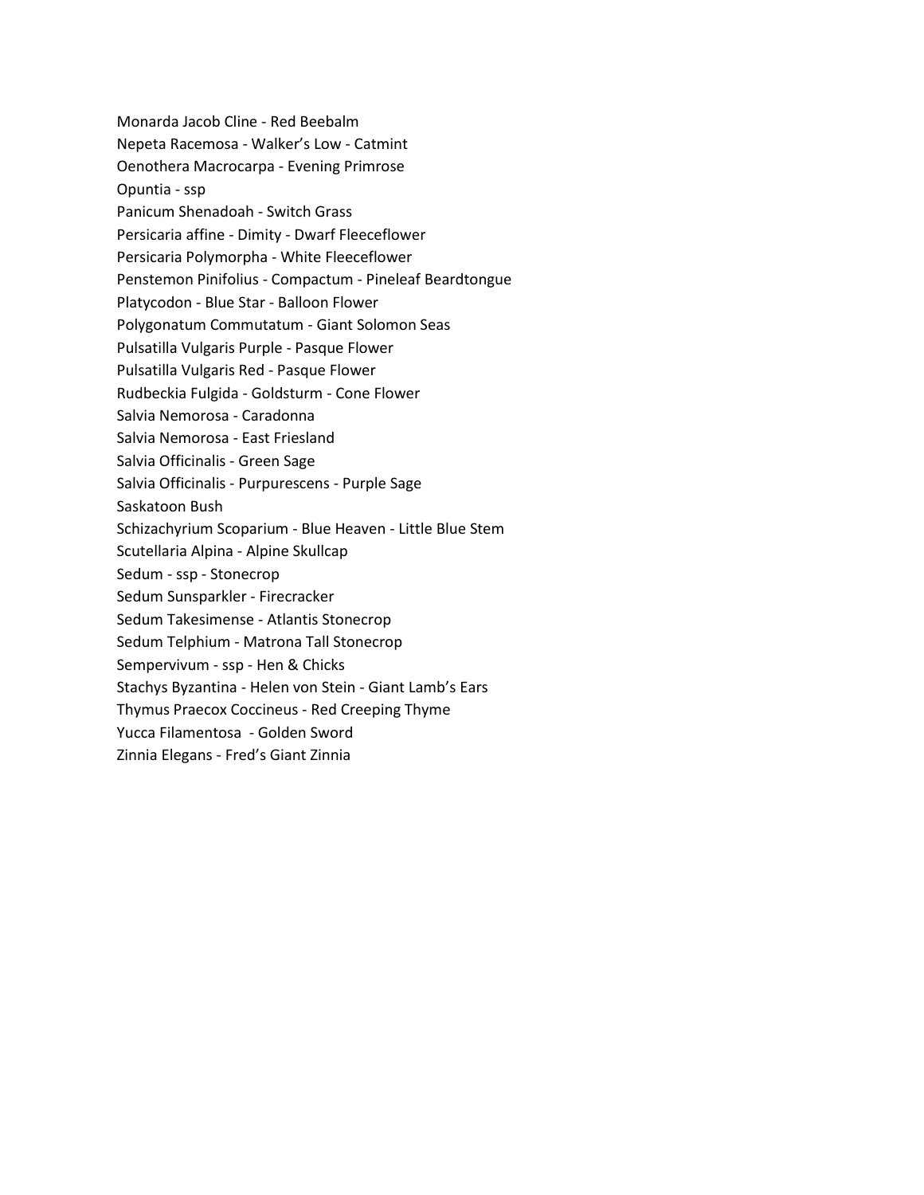Monarda Jacob Cline - Red Beebalm
Nepeta Racemosa - Walker's Low - Catmint
Oenothera Macrocarpa - Evening Primrose
Opuntia - ssp
Panicum Shenadoah - Switch Grass
Persicaria affine - Dimity - Dwarf Fleeceflower
Persicaria Polymorpha - White Fleeceflower
Penstemon Pinifolius - Compactum - Pineleaf Beardtongue
Platycodon - Blue Star - Balloon Flower
Polygonatum Commutatum - Giant Solomon Seas
Pulsatilla Vulgaris Purple - Pasque Flower
Pulsatilla Vulgaris Red - Pasque Flower
Rudbeckia Fulgida - Goldsturm - Cone Flower
Salvia Nemorosa - Caradonna
Salvia Nemorosa - East Friesland
Salvia Officinalis - Green Sage
Salvia Officinalis - Purpurescens - Purple Sage
Saskatoon Bush
Schizachyrium Scoparium - Blue Heaven - Little Blue Stem
Scutellaria Alpina - Alpine Skullcap
Sedum - ssp - Stonecrop
Sedum Sunsparkler - Firecracker
Sedum Takesimense - Atlantis Stonecrop
Sedum Telphium - Matrona Tall Stonecrop
Sempervivum - ssp - Hen & Chicks
Stachys Byzantina - Helen von Stein - Giant Lamb's Ears
Thymus Praecox Coccineus - Red Creeping Thyme
Yucca Filamentosa - Golden Sword
Zinnia Elegans - Fred's Giant Zinnia